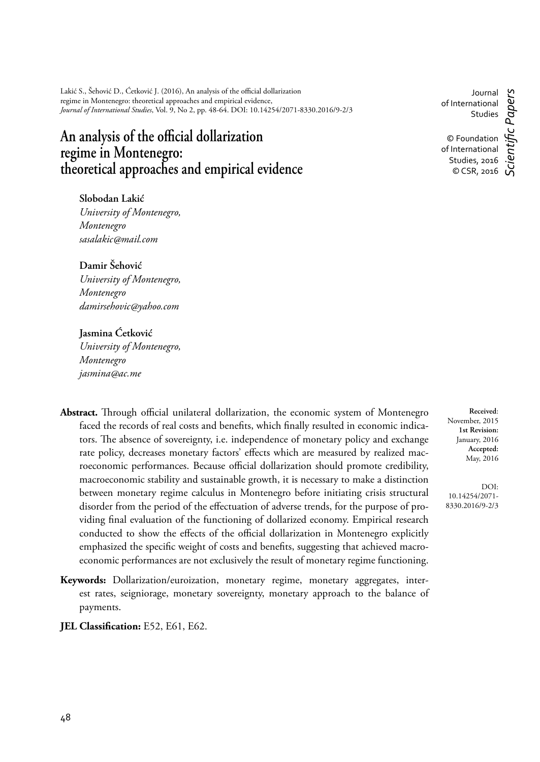Lakić S., Šehović D., Ćetković J. (2016), An analysis of the official dollarization regime in Montenegro: theoretical approaches and empirical evidence, *Journal of International Studies*, Vol. 9, No 2, pp. 48-64. DOI: 10.14254/2071-8330.2016/9-2/3

Journal of International Studies

© Foundation of International Studies, 2016
© CSR, 2016

*Scientific Papers*

# An analysis of the official dollarization regime in Montenegro: theoretical approaches and empirical evidence

**Slobodan Lakić**
*University of Montenegro, Montenegro*
*sasalakic@mail.com*

**Damir Šehović**
*University of Montenegro, Montenegro*
*damirsehovic@yahoo.com*

**Jasmina Ćetković**
*University of Montenegro, Montenegro*
*jasmina@ac.me*

**Abstract.** Through official unilateral dollarization, the economic system of Montenegro faced the records of real costs and benefits, which finally resulted in economic indicators. The absence of sovereignty, i.e. independence of monetary policy and exchange rate policy, decreases monetary factors' effects which are measured by realized macroeconomic performances. Because official dollarization should promote credibility, macroeconomic stability and sustainable growth, it is necessary to make a distinction between monetary regime calculus in Montenegro before initiating crisis structural disorder from the period of the effectuation of adverse trends, for the purpose of providing final evaluation of the functioning of dollarized economy. Empirical research conducted to show the effects of the official dollarization in Montenegro explicitly emphasized the specific weight of costs and benefits, suggesting that achieved macroeconomic performances are not exclusively the result of monetary regime functioning.

**Received**: November, 2015
**1st Revision:** January, 2016
**Accepted:** May, 2016

DOI: 10.14254/2071-8330.2016/9-2/3

**Keywords:** Dollarization/euroization, monetary regime, monetary aggregates, interest rates, seigniorage, monetary sovereignty, monetary approach to the balance of payments.

**JEL Classification:** E52, E61, E62.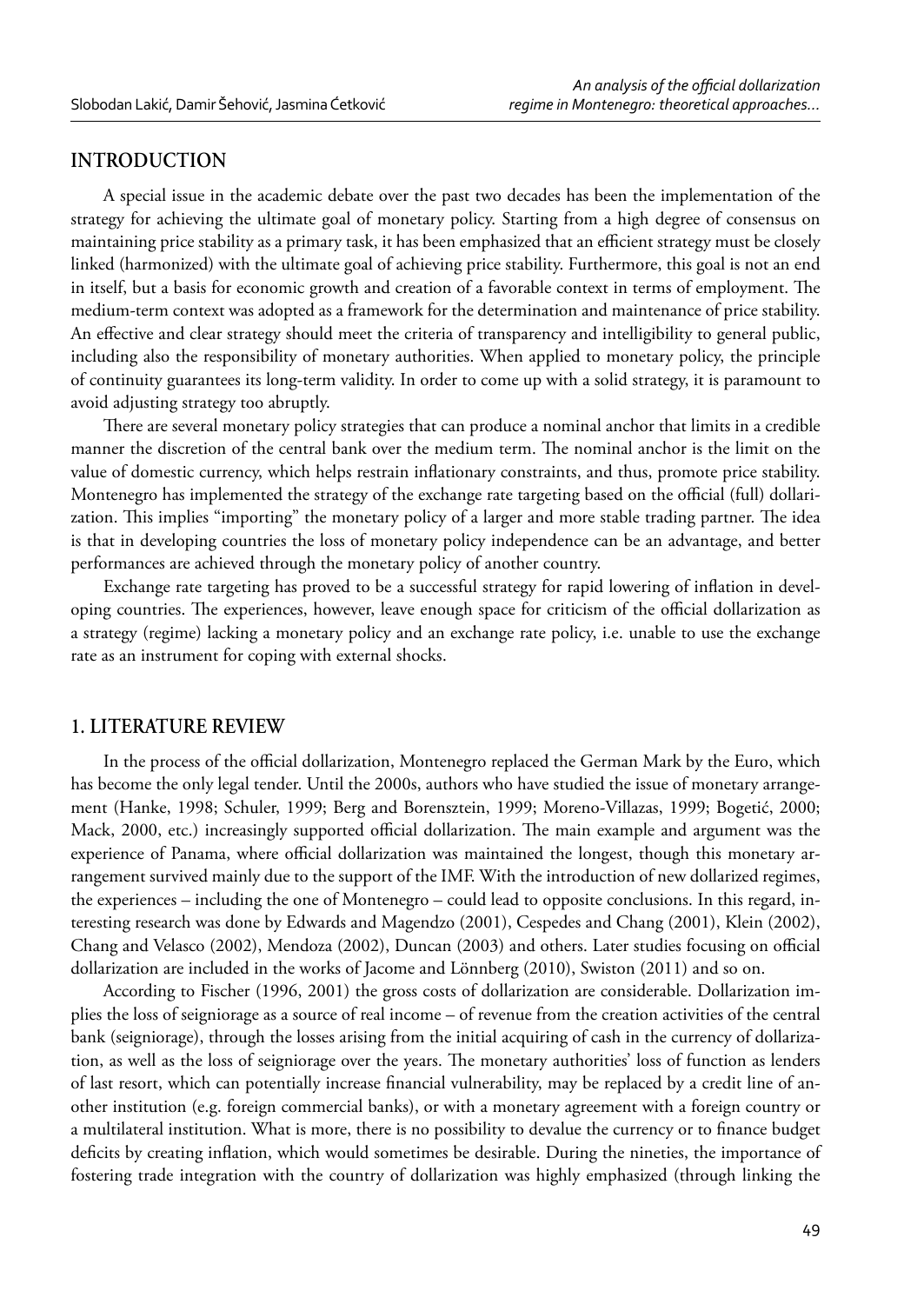## INTRODUCTION

A special issue in the academic debate over the past two decades has been the implementation of the strategy for achieving the ultimate goal of monetary policy. Starting from a high degree of consensus on maintaining price stability as a primary task, it has been emphasized that an efficient strategy must be closely linked (harmonized) with the ultimate goal of achieving price stability. Furthermore, this goal is not an end in itself, but a basis for economic growth and creation of a favorable context in terms of employment. The medium-term context was adopted as a framework for the determination and maintenance of price stability. An effective and clear strategy should meet the criteria of transparency and intelligibility to general public, including also the responsibility of monetary authorities. When applied to monetary policy, the principle of continuity guarantees its long-term validity. In order to come up with a solid strategy, it is paramount to avoid adjusting strategy too abruptly.

There are several monetary policy strategies that can produce a nominal anchor that limits in a credible manner the discretion of the central bank over the medium term. The nominal anchor is the limit on the value of domestic currency, which helps restrain inflationary constraints, and thus, promote price stability. Montenegro has implemented the strategy of the exchange rate targeting based on the official (full) dollarization. This implies "importing" the monetary policy of a larger and more stable trading partner. The idea is that in developing countries the loss of monetary policy independence can be an advantage, and better performances are achieved through the monetary policy of another country.

Exchange rate targeting has proved to be a successful strategy for rapid lowering of inflation in developing countries. The experiences, however, leave enough space for criticism of the official dollarization as a strategy (regime) lacking a monetary policy and an exchange rate policy, i.e. unable to use the exchange rate as an instrument for coping with external shocks.

## 1. LITERATURE REVIEW

In the process of the official dollarization, Montenegro replaced the German Mark by the Euro, which has become the only legal tender. Until the 2000s, authors who have studied the issue of monetary arrangement (Hanke, 1998; Schuler, 1999; Berg and Borensztein, 1999; Moreno-Villazas, 1999; Bogetić, 2000; Mack, 2000, etc.) increasingly supported official dollarization. The main example and argument was the experience of Panama, where official dollarization was maintained the longest, though this monetary arrangement survived mainly due to the support of the IMF. With the introduction of new dollarized regimes, the experiences – including the one of Montenegro – could lead to opposite conclusions. In this regard, interesting research was done by Edwards and Magendzo (2001), Cespedes and Chang (2001), Klein (2002), Chang and Velasco (2002), Mendoza (2002), Duncan (2003) and others. Later studies focusing on official dollarization are included in the works of Jacome and Lönnberg (2010), Swiston (2011) and so on.

According to Fischer (1996, 2001) the gross costs of dollarization are considerable. Dollarization implies the loss of seigniorage as a source of real income – of revenue from the creation activities of the central bank (seigniorage), through the losses arising from the initial acquiring of cash in the currency of dollarization, as well as the loss of seigniorage over the years. The monetary authorities' loss of function as lenders of last resort, which can potentially increase financial vulnerability, may be replaced by a credit line of another institution (e.g. foreign commercial banks), or with a monetary agreement with a foreign country or a multilateral institution. What is more, there is no possibility to devalue the currency or to finance budget deficits by creating inflation, which would sometimes be desirable. During the nineties, the importance of fostering trade integration with the country of dollarization was highly emphasized (through linking the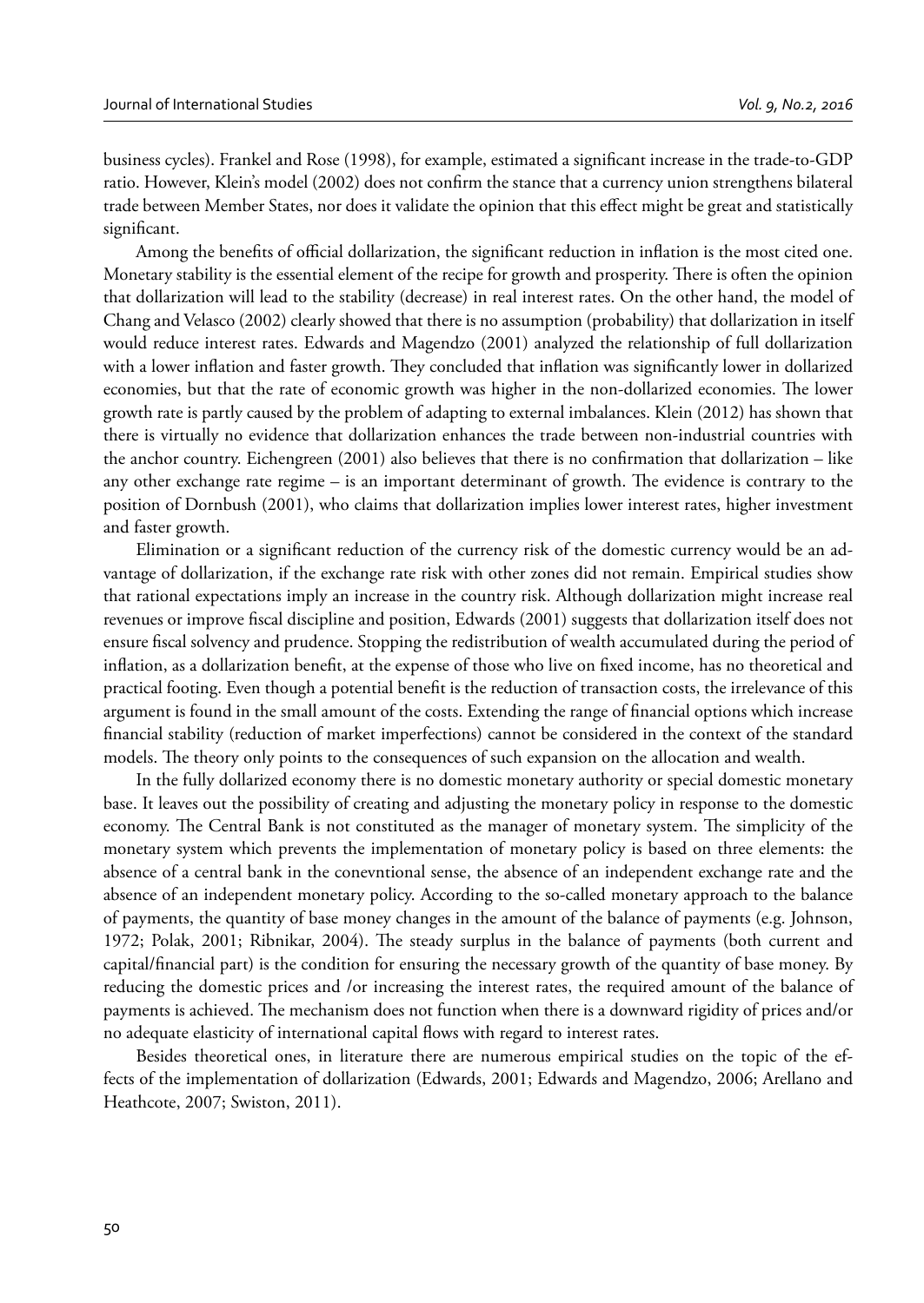business cycles). Frankel and Rose (1998), for example, estimated a significant increase in the trade-to-GDP ratio. However, Klein's model (2002) does not confirm the stance that a currency union strengthens bilateral trade between Member States, nor does it validate the opinion that this effect might be great and statistically significant.

Among the benefits of official dollarization, the significant reduction in inflation is the most cited one. Monetary stability is the essential element of the recipe for growth and prosperity. There is often the opinion that dollarization will lead to the stability (decrease) in real interest rates. On the other hand, the model of Chang and Velasco (2002) clearly showed that there is no assumption (probability) that dollarization in itself would reduce interest rates. Edwards and Magendzo (2001) analyzed the relationship of full dollarization with a lower inflation and faster growth. They concluded that inflation was significantly lower in dollarized economies, but that the rate of economic growth was higher in the non-dollarized economies. The lower growth rate is partly caused by the problem of adapting to external imbalances. Klein (2012) has shown that there is virtually no evidence that dollarization enhances the trade between non-industrial countries with the anchor country. Eichengreen (2001) also believes that there is no confirmation that dollarization – like any other exchange rate regime – is an important determinant of growth. The evidence is contrary to the position of Dornbush (2001), who claims that dollarization implies lower interest rates, higher investment and faster growth.

Elimination or a significant reduction of the currency risk of the domestic currency would be an advantage of dollarization, if the exchange rate risk with other zones did not remain. Empirical studies show that rational expectations imply an increase in the country risk. Although dollarization might increase real revenues or improve fiscal discipline and position, Edwards (2001) suggests that dollarization itself does not ensure fiscal solvency and prudence. Stopping the redistribution of wealth accumulated during the period of inflation, as a dollarization benefit, at the expense of those who live on fixed income, has no theoretical and practical footing. Even though a potential benefit is the reduction of transaction costs, the irrelevance of this argument is found in the small amount of the costs. Extending the range of financial options which increase financial stability (reduction of market imperfections) cannot be considered in the context of the standard models. The theory only points to the consequences of such expansion on the allocation and wealth.

In the fully dollarized economy there is no domestic monetary authority or special domestic monetary base. It leaves out the possibility of creating and adjusting the monetary policy in response to the domestic economy. The Central Bank is not constituted as the manager of monetary system. The simplicity of the monetary system which prevents the implementation of monetary policy is based on three elements: the absence of a central bank in the conevntional sense, the absence of an independent exchange rate and the absence of an independent monetary policy. According to the so-called monetary approach to the balance of payments, the quantity of base money changes in the amount of the balance of payments (e.g. Johnson, 1972; Polak, 2001; Ribnikar, 2004). The steady surplus in the balance of payments (both current and capital/financial part) is the condition for ensuring the necessary growth of the quantity of base money. By reducing the domestic prices and /or increasing the interest rates, the required amount of the balance of payments is achieved. The mechanism does not function when there is a downward rigidity of prices and/or no adequate elasticity of international capital flows with regard to interest rates.

Besides theoretical ones, in literature there are numerous empirical studies on the topic of the effects of the implementation of dollarization (Edwards, 2001; Edwards and Magendzo, 2006; Arellano and Heathcote, 2007; Swiston, 2011).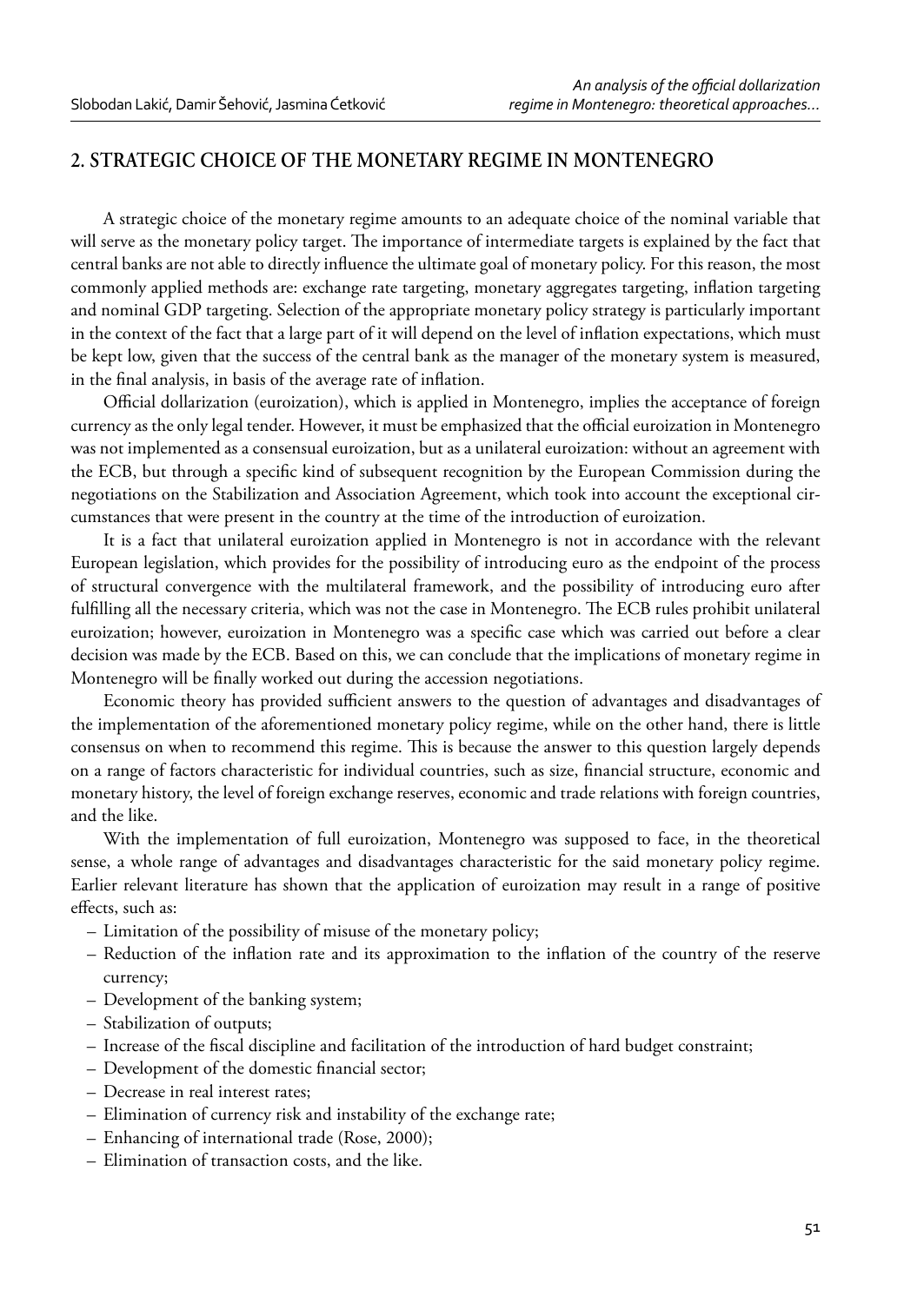## 2. STRATEGIC CHOICE OF THE MONETARY REGIME IN MONTENEGRO

A strategic choice of the monetary regime amounts to an adequate choice of the nominal variable that will serve as the monetary policy target. The importance of intermediate targets is explained by the fact that central banks are not able to directly influence the ultimate goal of monetary policy. For this reason, the most commonly applied methods are: exchange rate targeting, monetary aggregates targeting, inflation targeting and nominal GDP targeting. Selection of the appropriate monetary policy strategy is particularly important in the context of the fact that a large part of it will depend on the level of inflation expectations, which must be kept low, given that the success of the central bank as the manager of the monetary system is measured, in the final analysis, in basis of the average rate of inflation.

Official dollarization (euroization), which is applied in Montenegro, implies the acceptance of foreign currency as the only legal tender. However, it must be emphasized that the official euroization in Montenegro was not implemented as a consensual euroization, but as a unilateral euroization: without an agreement with the ECB, but through a specific kind of subsequent recognition by the European Commission during the negotiations on the Stabilization and Association Agreement, which took into account the exceptional circumstances that were present in the country at the time of the introduction of euroization.

It is a fact that unilateral euroization applied in Montenegro is not in accordance with the relevant European legislation, which provides for the possibility of introducing euro as the endpoint of the process of structural convergence with the multilateral framework, and the possibility of introducing euro after fulfilling all the necessary criteria, which was not the case in Montenegro. The ECB rules prohibit unilateral euroization; however, euroization in Montenegro was a specific case which was carried out before a clear decision was made by the ECB. Based on this, we can conclude that the implications of monetary regime in Montenegro will be finally worked out during the accession negotiations.

Economic theory has provided sufficient answers to the question of advantages and disadvantages of the implementation of the aforementioned monetary policy regime, while on the other hand, there is little consensus on when to recommend this regime. This is because the answer to this question largely depends on a range of factors characteristic for individual countries, such as size, financial structure, economic and monetary history, the level of foreign exchange reserves, economic and trade relations with foreign countries, and the like.

With the implementation of full euroization, Montenegro was supposed to face, in the theoretical sense, a whole range of advantages and disadvantages characteristic for the said monetary policy regime. Earlier relevant literature has shown that the application of euroization may result in a range of positive effects, such as:

- Limitation of the possibility of misuse of the monetary policy;
- Reduction of the inflation rate and its approximation to the inflation of the country of the reserve currency;
- Development of the banking system;
- Stabilization of outputs;
- Increase of the fiscal discipline and facilitation of the introduction of hard budget constraint;
- Development of the domestic financial sector;
- Decrease in real interest rates;
- Elimination of currency risk and instability of the exchange rate;
- Enhancing of international trade (Rose, 2000);
- Elimination of transaction costs, and the like.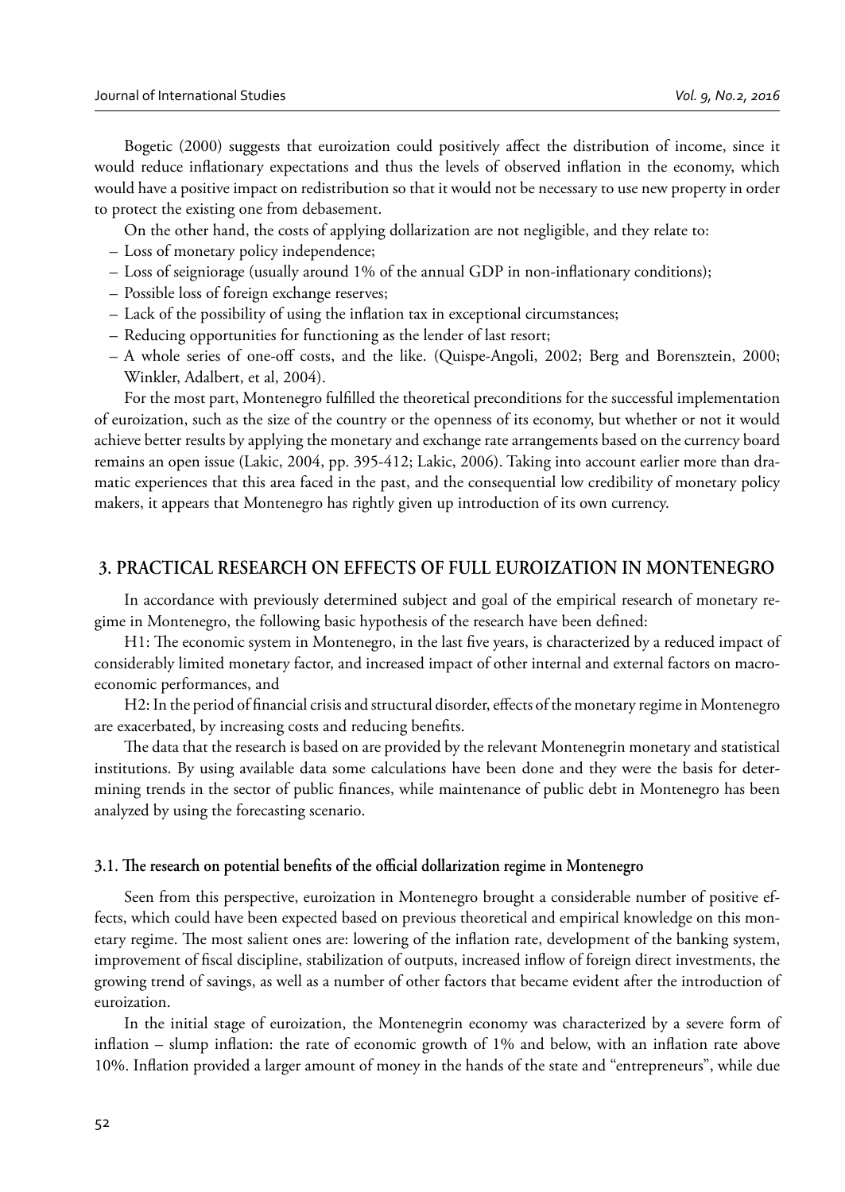Bogetic (2000) suggests that euroization could positively affect the distribution of income, since it would reduce inflationary expectations and thus the levels of observed inflation in the economy, which would have a positive impact on redistribution so that it would not be necessary to use new property in order to protect the existing one from debasement.

On the other hand, the costs of applying dollarization are not negligible, and they relate to:

- Loss of monetary policy independence;
- Loss of seigniorage (usually around 1% of the annual GDP in non-inflationary conditions);
- Possible loss of foreign exchange reserves;
- Lack of the possibility of using the inflation tax in exceptional circumstances;
- Reducing opportunities for functioning as the lender of last resort;
- A whole series of one-off costs, and the like. (Quispe-Angoli, 2002; Berg and Borensztein, 2000; Winkler, Adalbert, et al, 2004).

For the most part, Montenegro fulfilled the theoretical preconditions for the successful implementation of euroization, such as the size of the country or the openness of its economy, but whether or not it would achieve better results by applying the monetary and exchange rate arrangements based on the currency board remains an open issue (Lakic, 2004, pp. 395-412; Lakic, 2006). Taking into account earlier more than dramatic experiences that this area faced in the past, and the consequential low credibility of monetary policy makers, it appears that Montenegro has rightly given up introduction of its own currency.

## 3. PRACTICAL RESEARCH ON EFFECTS OF FULL EUROIZATION IN MONTENEGRO

In accordance with previously determined subject and goal of the empirical research of monetary regime in Montenegro, the following basic hypothesis of the research have been defined:

H1: The economic system in Montenegro, in the last five years, is characterized by a reduced impact of considerably limited monetary factor, and increased impact of other internal and external factors on macroeconomic performances, and

H2: In the period of financial crisis and structural disorder, effects of the monetary regime in Montenegro are exacerbated, by increasing costs and reducing benefits.

The data that the research is based on are provided by the relevant Montenegrin monetary and statistical institutions. By using available data some calculations have been done and they were the basis for determining trends in the sector of public finances, while maintenance of public debt in Montenegro has been analyzed by using the forecasting scenario.

### 3.1. The research on potential benefits of the official dollarization regime in Montenegro

Seen from this perspective, euroization in Montenegro brought a considerable number of positive effects, which could have been expected based on previous theoretical and empirical knowledge on this monetary regime. The most salient ones are: lowering of the inflation rate, development of the banking system, improvement of fiscal discipline, stabilization of outputs, increased inflow of foreign direct investments, the growing trend of savings, as well as a number of other factors that became evident after the introduction of euroization.

In the initial stage of euroization, the Montenegrin economy was characterized by a severe form of inflation – slump inflation: the rate of economic growth of 1% and below, with an inflation rate above 10%. Inflation provided a larger amount of money in the hands of the state and "entrepreneurs", while due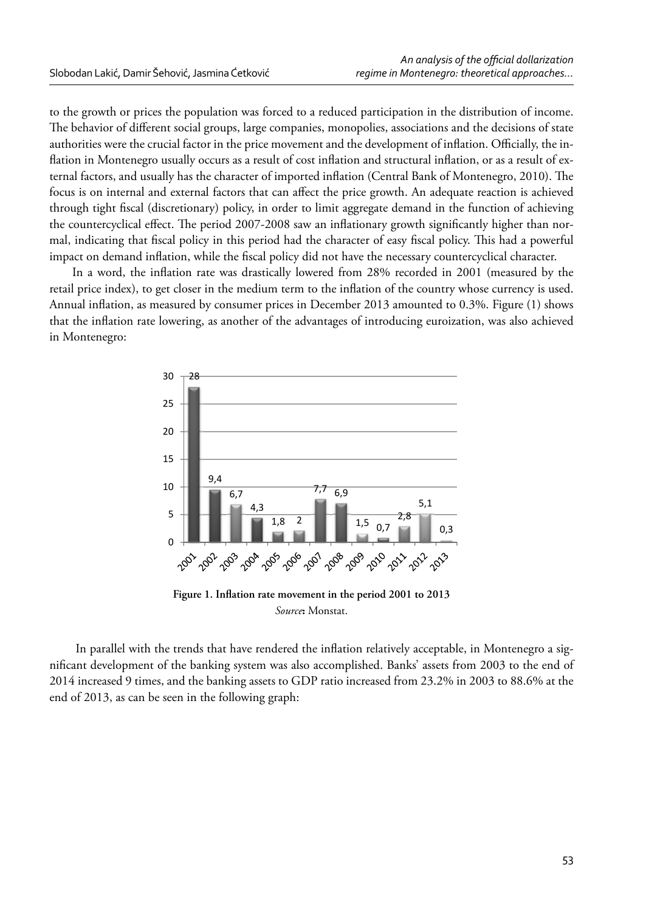to the growth or prices the population was forced to a reduced participation in the distribution of income. The behavior of different social groups, large companies, monopolies, associations and the decisions of state authorities were the crucial factor in the price movement and the development of inflation. Officially, the inflation in Montenegro usually occurs as a result of cost inflation and structural inflation, or as a result of external factors, and usually has the character of imported inflation (Central Bank of Montenegro, 2010). The focus is on internal and external factors that can affect the price growth. An adequate reaction is achieved through tight fiscal (discretionary) policy, in order to limit aggregate demand in the function of achieving the countercyclical effect. The period 2007-2008 saw an inflationary growth significantly higher than normal, indicating that fiscal policy in this period had the character of easy fiscal policy. This had a powerful impact on demand inflation, while the fiscal policy did not have the necessary countercyclical character.

In a word, the inflation rate was drastically lowered from 28% recorded in 2001 (measured by the retail price index), to get closer in the medium term to the inflation of the country whose currency is used. Annual inflation, as measured by consumer prices in December 2013 amounted to 0.3%. Figure (1) shows that the inflation rate lowering, as another of the advantages of introducing euroization, was also achieved in Montenegro:

| Year | 2001 | 2002 | 2003 | 2004 | 2005 | 2006 | 2007 | 2008 | 2009 | 2010 | 2011 | 2012 | 2013 |
|---|---|---|---|---|---|---|---|---|---|---|---|---|---|
| Inflation rate | 28 | 9,4 | 6,7 | 4,3 | 1,8 | 2 | 7,7 | 6,9 | 1,5 | 0,7 | 2,8 | 5,1 | 0,3 |

**Figure 1. Inflation rate movement in the period 2001 to 2013**

*Source*: Monstat.

In parallel with the trends that have rendered the inflation relatively acceptable, in Montenegro a significant development of the banking system was also accomplished. Banks' assets from 2003 to the end of 2014 increased 9 times, and the banking assets to GDP ratio increased from 23.2% in 2003 to 88.6% at the end of 2013, as can be seen in the following graph: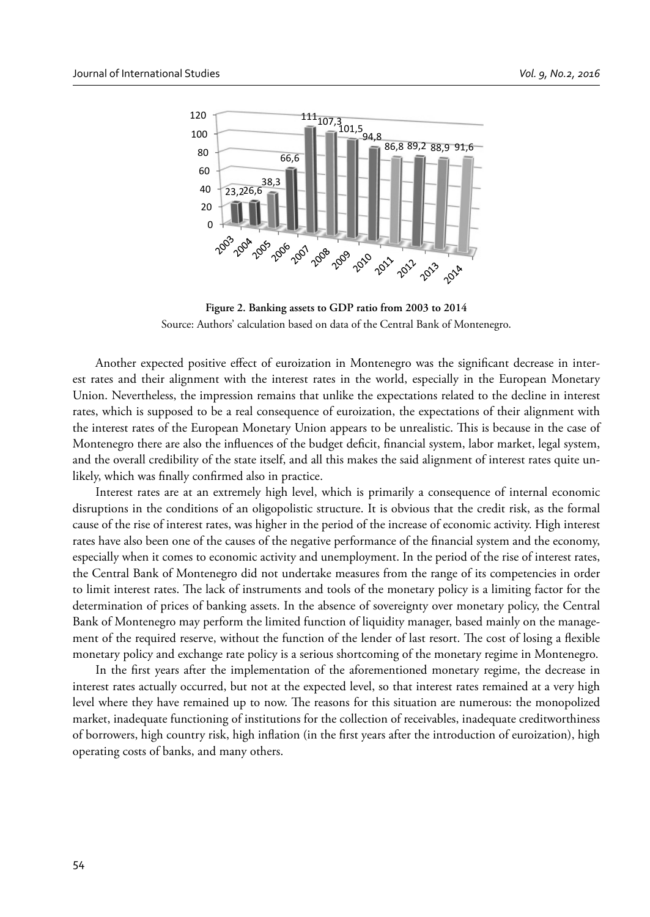Figure 2. Banking assets to GDP ratio from 2003 to 2014

Source: Authors' calculation based on data of the Central Bank of Montenegro.

Another expected positive effect of euroization in Montenegro was the significant decrease in interest rates and their alignment with the interest rates in the world, especially in the European Monetary Union. Nevertheless, the impression remains that unlike the expectations related to the decline in interest rates, which is supposed to be a real consequence of euroization, the expectations of their alignment with the interest rates of the European Monetary Union appears to be unrealistic. This is because in the case of Montenegro there are also the influences of the budget deficit, financial system, labor market, legal system, and the overall credibility of the state itself, and all this makes the said alignment of interest rates quite unlikely, which was finally confirmed also in practice.

Interest rates are at an extremely high level, which is primarily a consequence of internal economic disruptions in the conditions of an oligopolistic structure. It is obvious that the credit risk, as the formal cause of the rise of interest rates, was higher in the period of the increase of economic activity. High interest rates have also been one of the causes of the negative performance of the financial system and the economy, especially when it comes to economic activity and unemployment. In the period of the rise of interest rates, the Central Bank of Montenegro did not undertake measures from the range of its competencies in order to limit interest rates. The lack of instruments and tools of the monetary policy is a limiting factor for the determination of prices of banking assets. In the absence of sovereignty over monetary policy, the Central Bank of Montenegro may perform the limited function of liquidity manager, based mainly on the management of the required reserve, without the function of the lender of last resort. The cost of losing a flexible monetary policy and exchange rate policy is a serious shortcoming of the monetary regime in Montenegro.

In the first years after the implementation of the aforementioned monetary regime, the decrease in interest rates actually occurred, but not at the expected level, so that interest rates remained at a very high level where they have remained up to now. The reasons for this situation are numerous: the monopolized market, inadequate functioning of institutions for the collection of receivables, inadequate creditworthiness of borrowers, high country risk, high inflation (in the first years after the introduction of euroization), high operating costs of banks, and many others.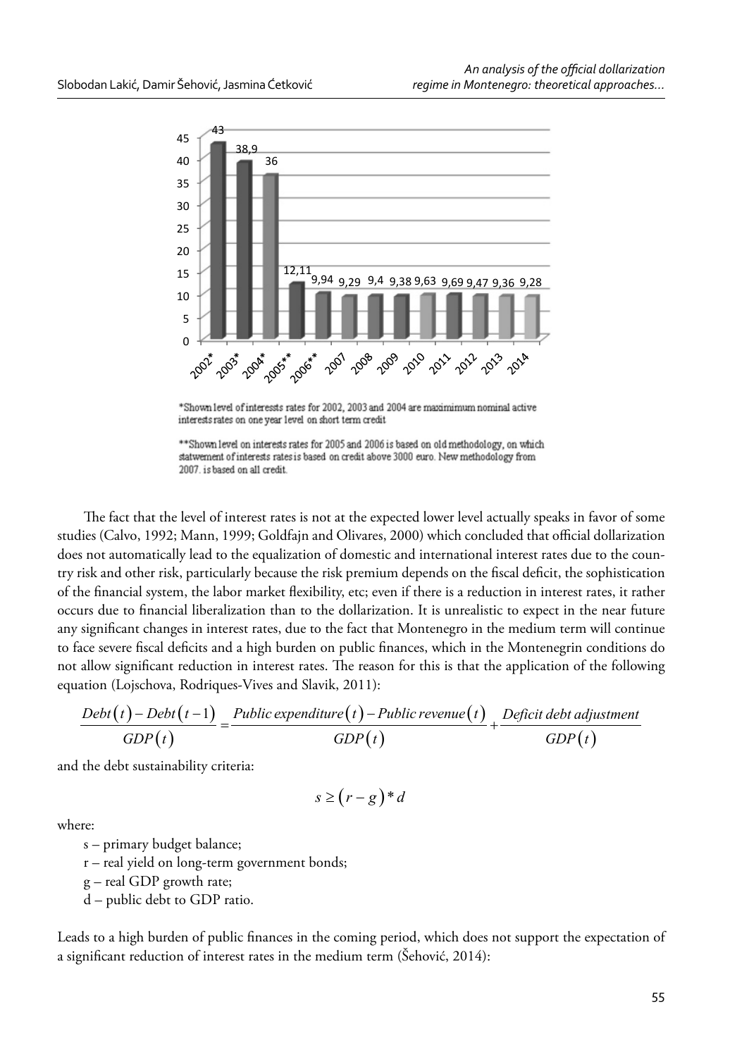*Shown level of interessts rates for 2002, 2003 and 2004 are maximimum nominal active interests rates on one year level on short term credit

**Shown level on interests rates for 2005 and 2006 is based on old methodology, on which statwement of interests rates is based on credit above 3000 euro. New methodology from 2007. is based on all credit.

The fact that the level of interest rates is not at the expected lower level actually speaks in favor of some studies (Calvo, 1992; Mann, 1999; Goldfajn and Olivares, 2000) which concluded that official dollarization does not automatically lead to the equalization of domestic and international interest rates due to the country risk and other risk, particularly because the risk premium depends on the fiscal deficit, the sophistication of the financial system, the labor market flexibility, etc; even if there is a reduction in interest rates, it rather occurs due to financial liberalization than to the dollarization. It is unrealistic to expect in the near future any significant changes in interest rates, due to the fact that Montenegro in the medium term will continue to face severe fiscal deficits and a high burden on public finances, which in the Montenegrin conditions do not allow significant reduction in interest rates. The reason for this is that the application of the following equation (Lojschova, Rodriques-Vives and Slavik, 2011):

$$\frac{Debt(t) - Debt(t-1)}{GDP(t)} = \frac{Public\ expenditure(t) - Public\ revenue(t)}{GDP(t)} + \frac{Deficit\ debt\ adjustment}{GDP(t)}$$

and the debt sustainability criteria:

$$s \geq (r - g) * d$$

where:

- s – primary budget balance;
- r – real yield on long-term government bonds;
- g – real GDP growth rate;
- d – public debt to GDP ratio.

Leads to a high burden of public finances in the coming period, which does not support the expectation of a significant reduction of interest rates in the medium term (Šehović, 2014):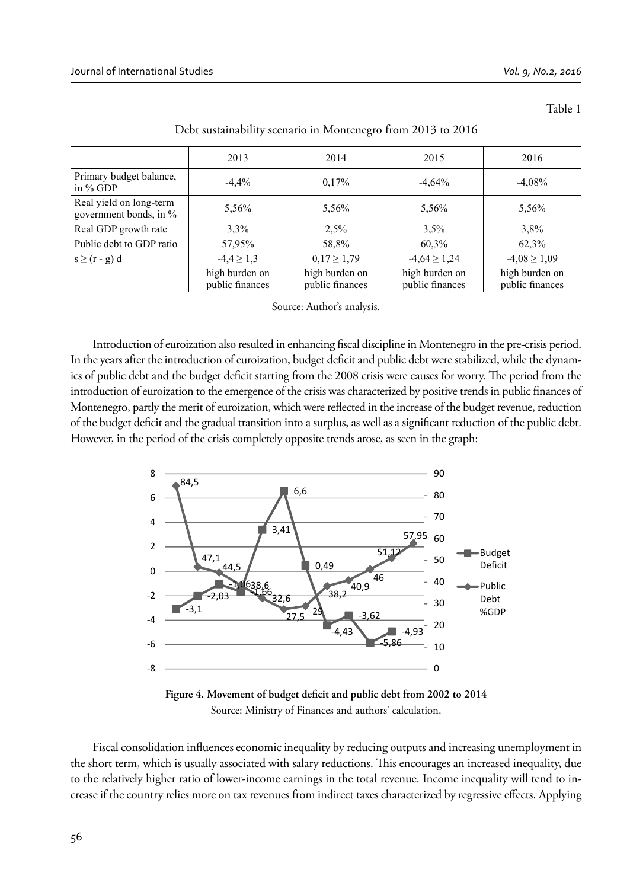Table 1

Debt sustainability scenario in Montenegro from 2013 to 2016

| | 2013 | 2014 | 2015 | 2016 |
|---|---|---|---|---|
| Primary budget balance, in % GDP | -4,4% | 0,17% | -4,64% | -4,08% |
| Real yield on long-term government bonds, in % | 5,56% | 5,56% | 5,56% | 5,56% |
| Real GDP growth rate | 3,3% | 2,5% | 3,5% | 3,8% |
| Public debt to GDP ratio | 57,95% | 58,8% | 60,3% | 62,3% |
| $s \geq (r - g)\, d$ | $-4{,}4 \geq 1{,}3$ | $0{,}17 \geq 1{,}79$ | $-4{,}64 \geq 1{,}24$ | $-4{,}08 \geq 1{,}09$ |
| | high burden on public finances | high burden on public finances | high burden on public finances | high burden on public finances |

Source: Author's analysis.

Introduction of euroization also resulted in enhancing fiscal discipline in Montenegro in the pre-crisis period. In the years after the introduction of euroization, budget deficit and public debt were stabilized, while the dynamics of public debt and the budget deficit starting from the 2008 crisis were causes for worry. The period from the introduction of euroization to the emergence of the crisis was characterized by positive trends in public finances of Montenegro, partly the merit of euroization, which were reflected in the increase of the budget revenue, reduction of the budget deficit and the gradual transition into a surplus, as well as a significant reduction of the public debt. However, in the period of the crisis completely opposite trends arose, as seen in the graph:

**Figure 4. Movement of budget deficit and public debt from 2002 to 2014**
Source: Ministry of Finances and authors' calculation.

Fiscal consolidation influences economic inequality by reducing outputs and increasing unemployment in the short term, which is usually associated with salary reductions. This encourages an increased inequality, due to the relatively higher ratio of lower-income earnings in the total revenue. Income inequality will tend to increase if the country relies more on tax revenues from indirect taxes characterized by regressive effects. Applying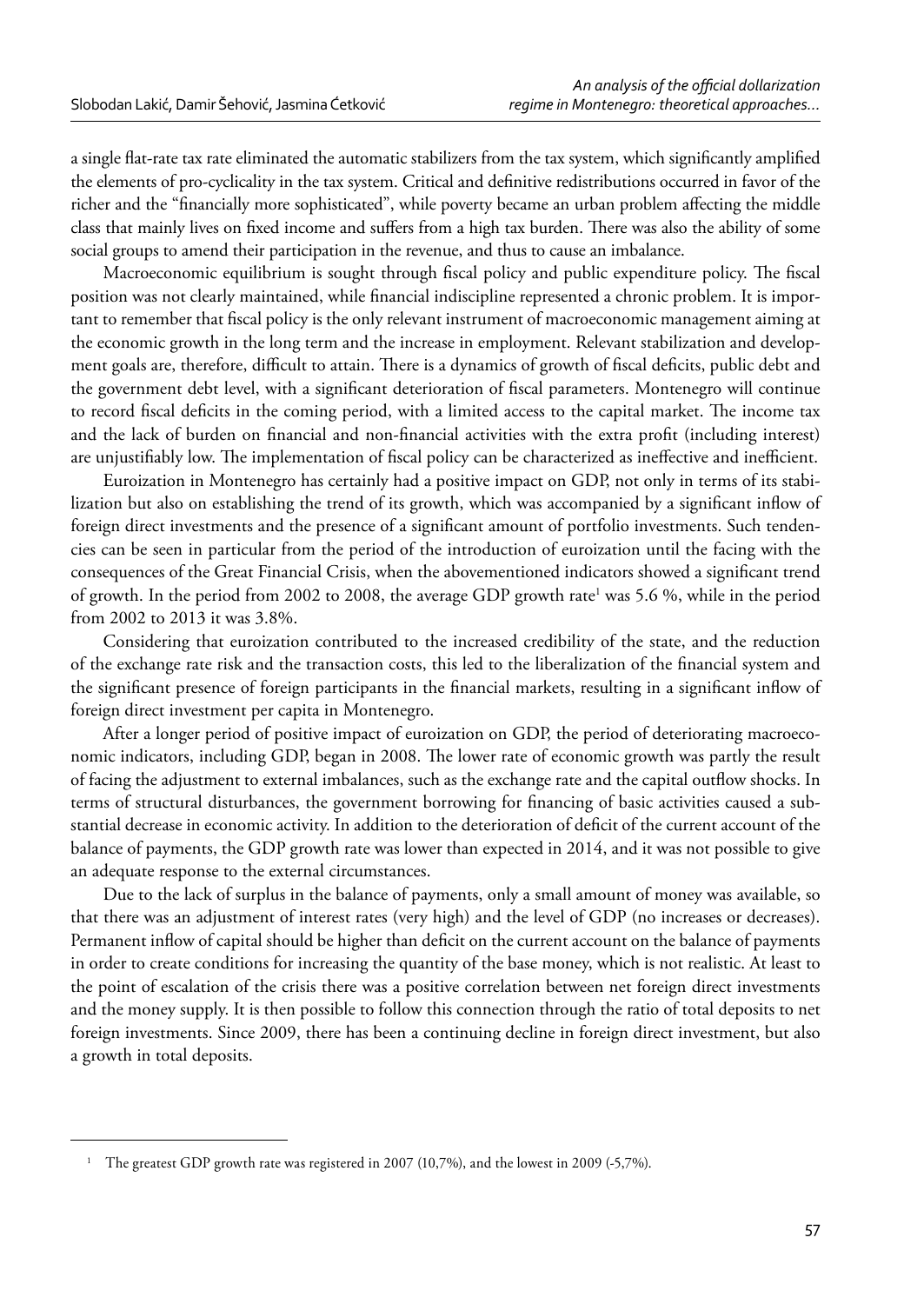a single flat-rate tax rate eliminated the automatic stabilizers from the tax system, which significantly amplified the elements of pro-cyclicality in the tax system. Critical and definitive redistributions occurred in favor of the richer and the "financially more sophisticated", while poverty became an urban problem affecting the middle class that mainly lives on fixed income and suffers from a high tax burden. There was also the ability of some social groups to amend their participation in the revenue, and thus to cause an imbalance.

Macroeconomic equilibrium is sought through fiscal policy and public expenditure policy. The fiscal position was not clearly maintained, while financial indiscipline represented a chronic problem. It is important to remember that fiscal policy is the only relevant instrument of macroeconomic management aiming at the economic growth in the long term and the increase in employment. Relevant stabilization and development goals are, therefore, difficult to attain. There is a dynamics of growth of fiscal deficits, public debt and the government debt level, with a significant deterioration of fiscal parameters. Montenegro will continue to record fiscal deficits in the coming period, with a limited access to the capital market. The income tax and the lack of burden on financial and non-financial activities with the extra profit (including interest) are unjustifiably low. The implementation of fiscal policy can be characterized as ineffective and inefficient.

Euroization in Montenegro has certainly had a positive impact on GDP, not only in terms of its stabilization but also on establishing the trend of its growth, which was accompanied by a significant inflow of foreign direct investments and the presence of a significant amount of portfolio investments. Such tendencies can be seen in particular from the period of the introduction of euroization until the facing with the consequences of the Great Financial Crisis, when the abovementioned indicators showed a significant trend of growth. In the period from 2002 to 2008, the average GDP growth rate[1] was 5.6 %, while in the period from 2002 to 2013 it was 3.8%.

Considering that euroization contributed to the increased credibility of the state, and the reduction of the exchange rate risk and the transaction costs, this led to the liberalization of the financial system and the significant presence of foreign participants in the financial markets, resulting in a significant inflow of foreign direct investment per capita in Montenegro.

After a longer period of positive impact of euroization on GDP, the period of deteriorating macroeconomic indicators, including GDP, began in 2008. The lower rate of economic growth was partly the result of facing the adjustment to external imbalances, such as the exchange rate and the capital outflow shocks. In terms of structural disturbances, the government borrowing for financing of basic activities caused a substantial decrease in economic activity. In addition to the deterioration of deficit of the current account of the balance of payments, the GDP growth rate was lower than expected in 2014, and it was not possible to give an adequate response to the external circumstances.

Due to the lack of surplus in the balance of payments, only a small amount of money was available, so that there was an adjustment of interest rates (very high) and the level of GDP (no increases or decreases). Permanent inflow of capital should be higher than deficit on the current account on the balance of payments in order to create conditions for increasing the quantity of the base money, which is not realistic. At least to the point of escalation of the crisis there was a positive correlation between net foreign direct investments and the money supply. It is then possible to follow this connection through the ratio of total deposits to net foreign investments. Since 2009, there has been a continuing decline in foreign direct investment, but also a growth in total deposits.

---

[1] The greatest GDP growth rate was registered in 2007 (10,7%), and the lowest in 2009 (-5,7%).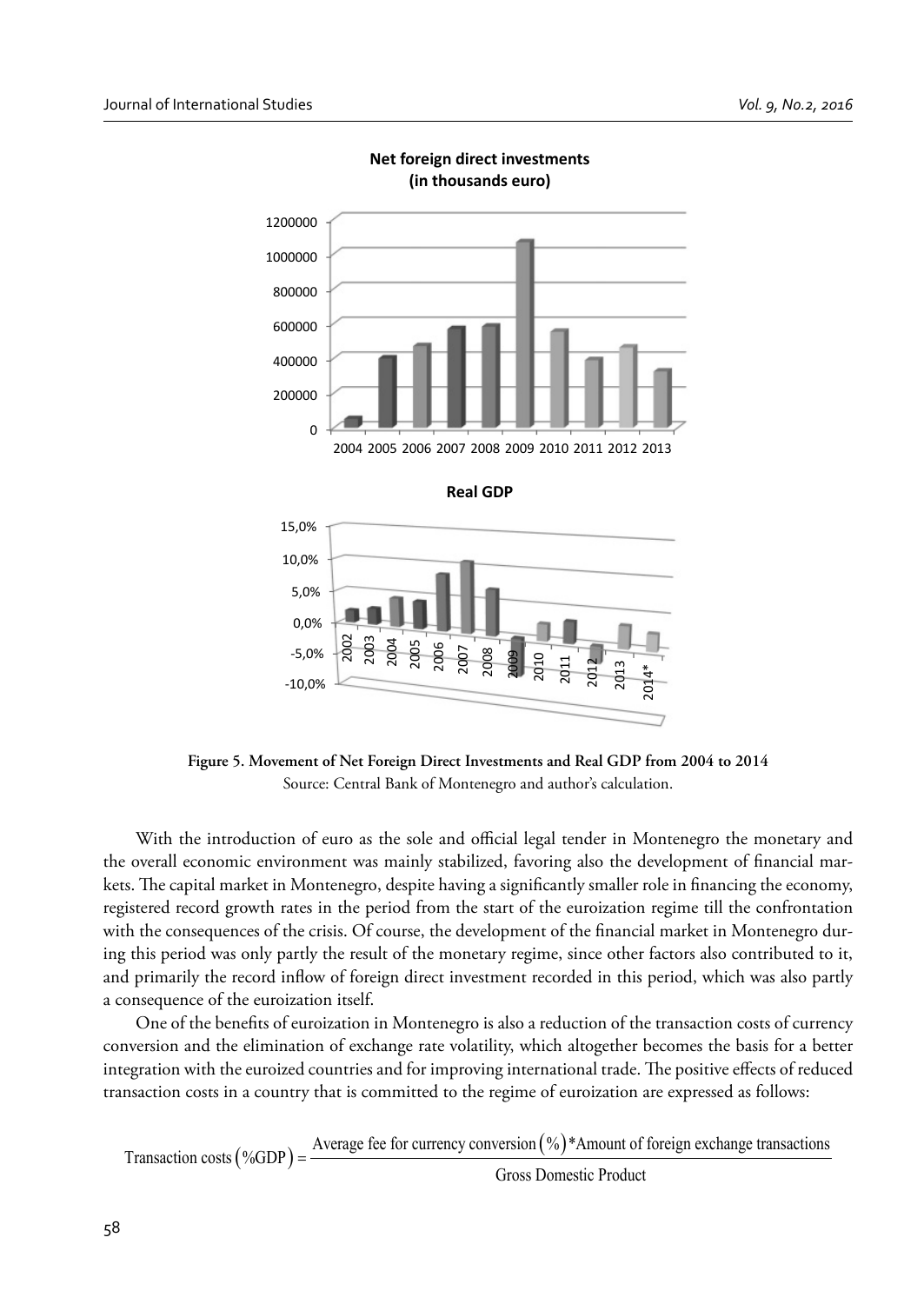**Figure 5. Movement of Net Foreign Direct Investments and Real GDP from 2004 to 2014**

Source: Central Bank of Montenegro and author's calculation.

With the introduction of euro as the sole and official legal tender in Montenegro the monetary and the overall economic environment was mainly stabilized, favoring also the development of financial markets. The capital market in Montenegro, despite having a significantly smaller role in financing the economy, registered record growth rates in the period from the start of the euroization regime till the confrontation with the consequences of the crisis. Of course, the development of the financial market in Montenegro during this period was only partly the result of the monetary regime, since other factors also contributed to it, and primarily the record inflow of foreign direct investment recorded in this period, which was also partly a consequence of the euroization itself.

One of the benefits of euroization in Montenegro is also a reduction of the transaction costs of currency conversion and the elimination of exchange rate volatility, which altogether becomes the basis for a better integration with the euroized countries and for improving international trade. The positive effects of reduced transaction costs in a country that is committed to the regime of euroization are expressed as follows:

$$\text{Transaction costs}\left(\%\text{GDP}\right) = \frac{\text{Average fee for currency conversion}\left(\%\right) * \text{Amount of foreign exchange transactions}}{\text{Gross Domestic Product}}$$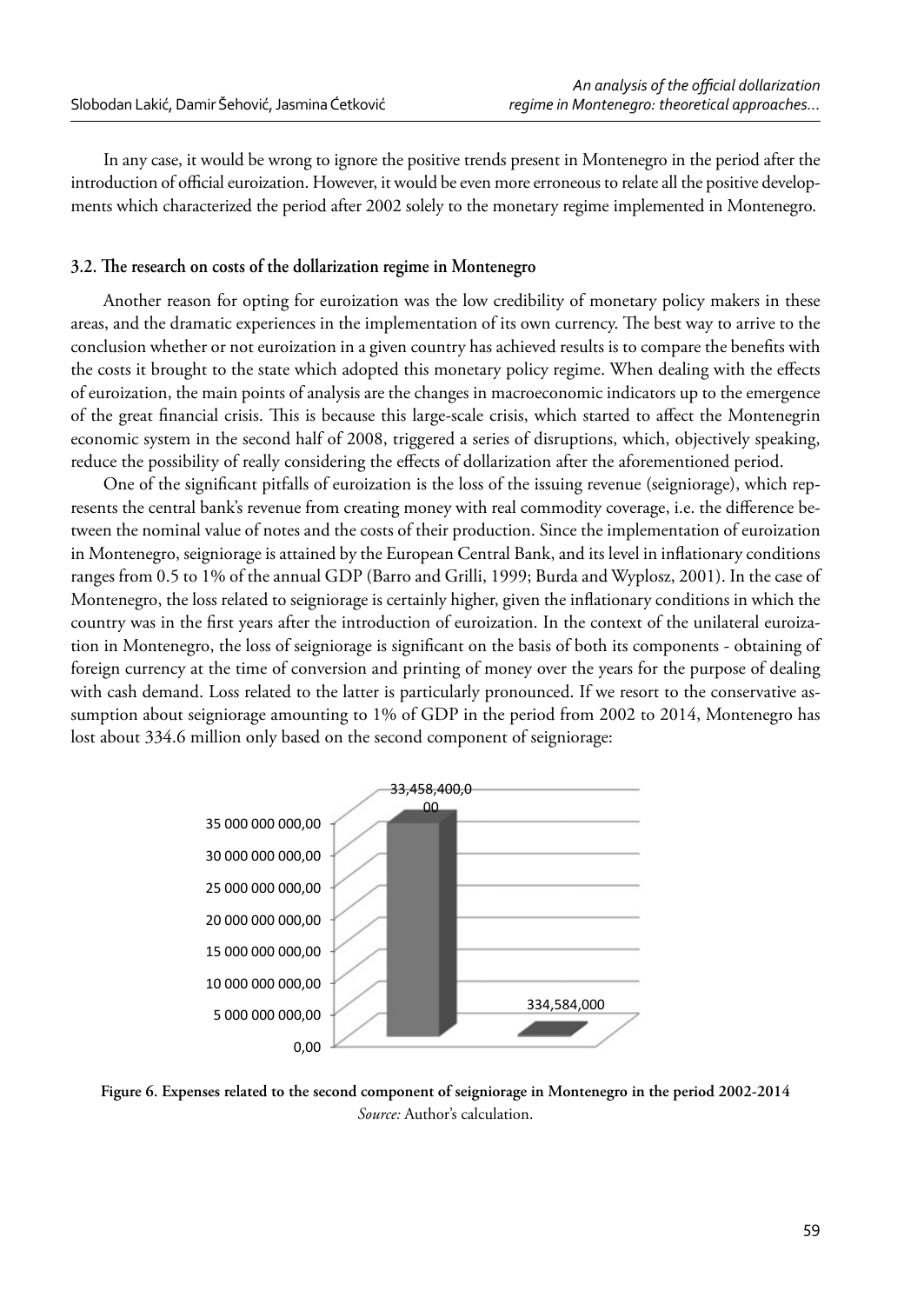In any case, it would be wrong to ignore the positive trends present in Montenegro in the period after the introduction of official euroization. However, it would be even more erroneous to relate all the positive developments which characterized the period after 2002 solely to the monetary regime implemented in Montenegro.

### 3.2. The research on costs of the dollarization regime in Montenegro

Another reason for opting for euroization was the low credibility of monetary policy makers in these areas, and the dramatic experiences in the implementation of its own currency. The best way to arrive to the conclusion whether or not euroization in a given country has achieved results is to compare the benefits with the costs it brought to the state which adopted this monetary policy regime. When dealing with the effects of euroization, the main points of analysis are the changes in macroeconomic indicators up to the emergence of the great financial crisis. This is because this large-scale crisis, which started to affect the Montenegrin economic system in the second half of 2008, triggered a series of disruptions, which, objectively speaking, reduce the possibility of really considering the effects of dollarization after the aforementioned period.

One of the significant pitfalls of euroization is the loss of the issuing revenue (seigniorage), which represents the central bank's revenue from creating money with real commodity coverage, i.e. the difference between the nominal value of notes and the costs of their production. Since the implementation of euroization in Montenegro, seigniorage is attained by the European Central Bank, and its level in inflationary conditions ranges from 0.5 to 1% of the annual GDP (Barro and Grilli, 1999; Burda and Wyplosz, 2001). In the case of Montenegro, the loss related to seigniorage is certainly higher, given the inflationary conditions in which the country was in the first years after the introduction of euroization. In the context of the unilateral euroization in Montenegro, the loss of seigniorage is significant on the basis of both its components - obtaining of foreign currency at the time of conversion and printing of money over the years for the purpose of dealing with cash demand. Loss related to the latter is particularly pronounced. If we resort to the conservative assumption about seigniorage amounting to 1% of GDP in the period from 2002 to 2014, Montenegro has lost about 334.6 million only based on the second component of seigniorage:

**Figure 6. Expenses related to the second component of seigniorage in Montenegro in the period 2002-2014**
*Source:* Author's calculation.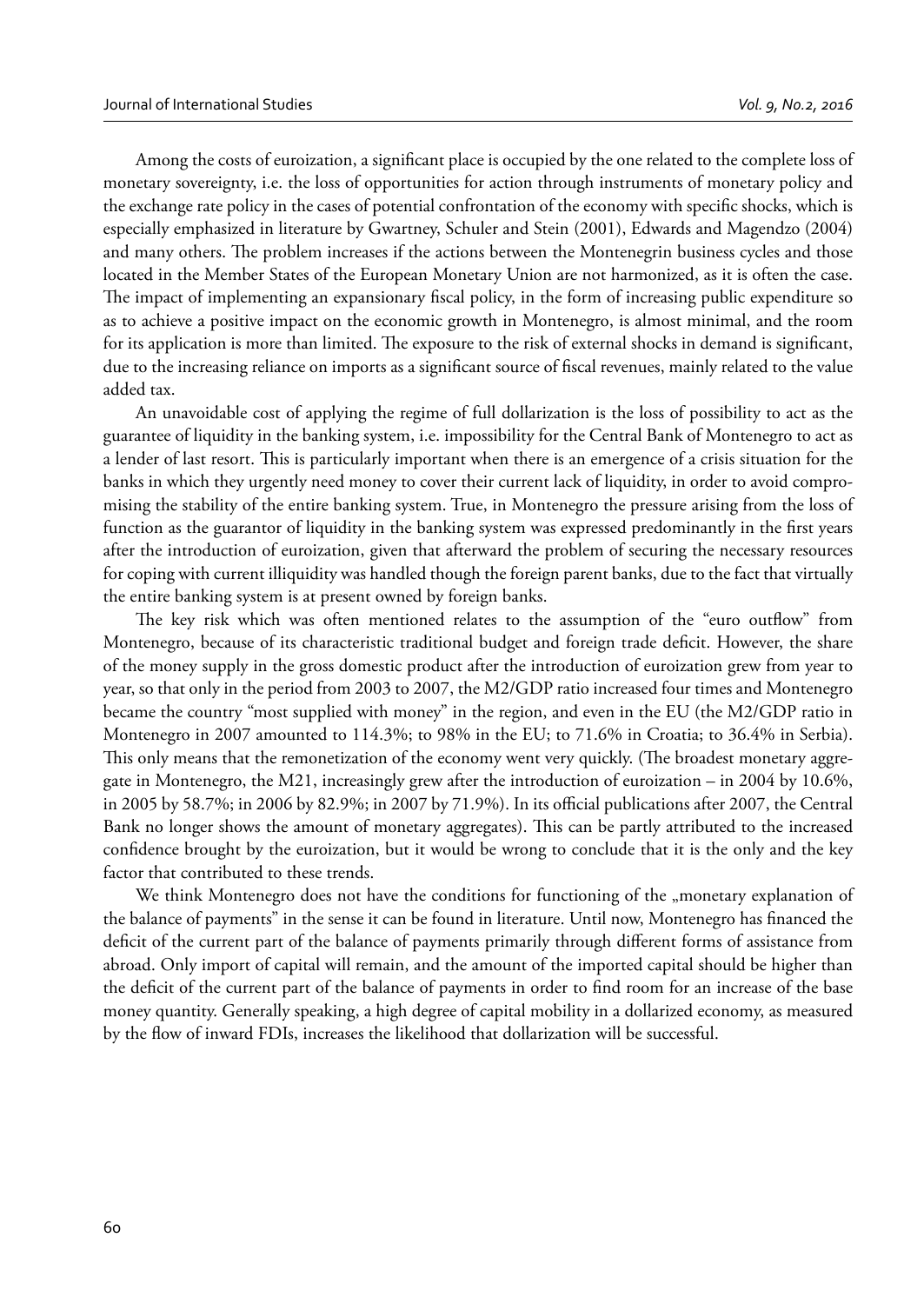Among the costs of euroization, a significant place is occupied by the one related to the complete loss of monetary sovereignty, i.e. the loss of opportunities for action through instruments of monetary policy and the exchange rate policy in the cases of potential confrontation of the economy with specific shocks, which is especially emphasized in literature by Gwartney, Schuler and Stein (2001), Edwards and Magendzo (2004) and many others. The problem increases if the actions between the Montenegrin business cycles and those located in the Member States of the European Monetary Union are not harmonized, as it is often the case. The impact of implementing an expansionary fiscal policy, in the form of increasing public expenditure so as to achieve a positive impact on the economic growth in Montenegro, is almost minimal, and the room for its application is more than limited. The exposure to the risk of external shocks in demand is significant, due to the increasing reliance on imports as a significant source of fiscal revenues, mainly related to the value added tax.

An unavoidable cost of applying the regime of full dollarization is the loss of possibility to act as the guarantee of liquidity in the banking system, i.e. impossibility for the Central Bank of Montenegro to act as a lender of last resort. This is particularly important when there is an emergence of a crisis situation for the banks in which they urgently need money to cover their current lack of liquidity, in order to avoid compromising the stability of the entire banking system. True, in Montenegro the pressure arising from the loss of function as the guarantor of liquidity in the banking system was expressed predominantly in the first years after the introduction of euroization, given that afterward the problem of securing the necessary resources for coping with current illiquidity was handled though the foreign parent banks, due to the fact that virtually the entire banking system is at present owned by foreign banks.

The key risk which was often mentioned relates to the assumption of the "euro outflow" from Montenegro, because of its characteristic traditional budget and foreign trade deficit. However, the share of the money supply in the gross domestic product after the introduction of euroization grew from year to year, so that only in the period from 2003 to 2007, the M2/GDP ratio increased four times and Montenegro became the country "most supplied with money" in the region, and even in the EU (the M2/GDP ratio in Montenegro in 2007 amounted to 114.3%; to 98% in the EU; to 71.6% in Croatia; to 36.4% in Serbia). This only means that the remonetization of the economy went very quickly. (The broadest monetary aggregate in Montenegro, the M21, increasingly grew after the introduction of euroization – in 2004 by 10.6%, in 2005 by 58.7%; in 2006 by 82.9%; in 2007 by 71.9%). In its official publications after 2007, the Central Bank no longer shows the amount of monetary aggregates). This can be partly attributed to the increased confidence brought by the euroization, but it would be wrong to conclude that it is the only and the key factor that contributed to these trends.

We think Montenegro does not have the conditions for functioning of the „monetary explanation of the balance of payments" in the sense it can be found in literature. Until now, Montenegro has financed the deficit of the current part of the balance of payments primarily through different forms of assistance from abroad. Only import of capital will remain, and the amount of the imported capital should be higher than the deficit of the current part of the balance of payments in order to find room for an increase of the base money quantity. Generally speaking, a high degree of capital mobility in a dollarized economy, as measured by the flow of inward FDIs, increases the likelihood that dollarization will be successful.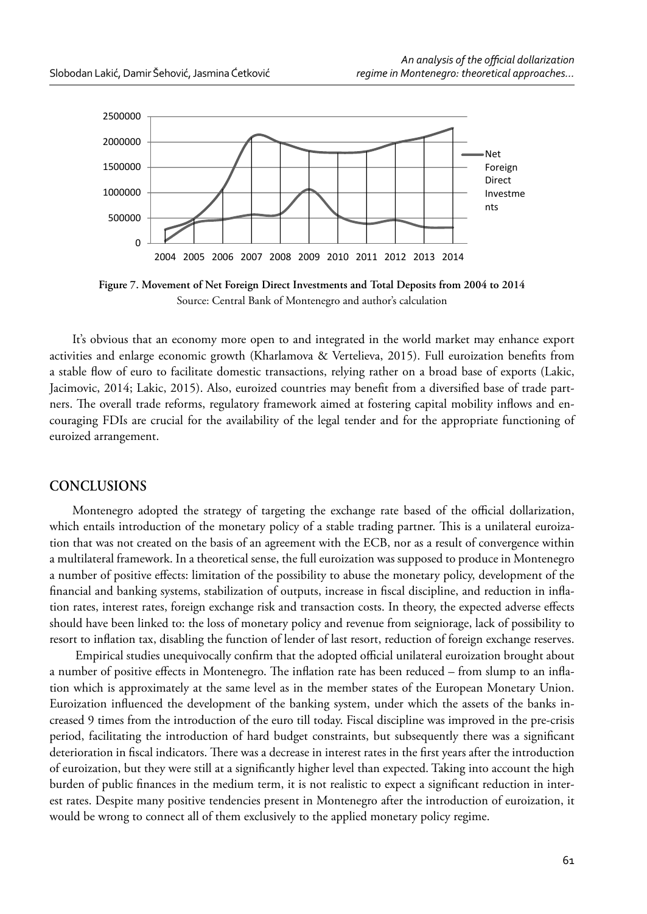**Figure 7. Movement of Net Foreign Direct Investments and Total Deposits from 2004 to 2014**
Source: Central Bank of Montenegro and author's calculation

It's obvious that an economy more open to and integrated in the world market may enhance export activities and enlarge economic growth (Kharlamova & Vertelieva, 2015). Full euroization benefits from a stable flow of euro to facilitate domestic transactions, relying rather on a broad base of exports (Lakic, Jacimovic, 2014; Lakic, 2015). Also, euroized countries may benefit from a diversified base of trade partners. The overall trade reforms, regulatory framework aimed at fostering capital mobility inflows and encouraging FDIs are crucial for the availability of the legal tender and for the appropriate functioning of euroized arrangement.

## CONCLUSIONS

Montenegro adopted the strategy of targeting the exchange rate based of the official dollarization, which entails introduction of the monetary policy of a stable trading partner. This is a unilateral euroization that was not created on the basis of an agreement with the ECB, nor as a result of convergence within a multilateral framework. In a theoretical sense, the full euroization was supposed to produce in Montenegro a number of positive effects: limitation of the possibility to abuse the monetary policy, development of the financial and banking systems, stabilization of outputs, increase in fiscal discipline, and reduction in inflation rates, interest rates, foreign exchange risk and transaction costs. In theory, the expected adverse effects should have been linked to: the loss of monetary policy and revenue from seigniorage, lack of possibility to resort to inflation tax, disabling the function of lender of last resort, reduction of foreign exchange reserves.

Empirical studies unequivocally confirm that the adopted official unilateral euroization brought about a number of positive effects in Montenegro. The inflation rate has been reduced – from slump to an inflation which is approximately at the same level as in the member states of the European Monetary Union. Euroization influenced the development of the banking system, under which the assets of the banks increased 9 times from the introduction of the euro till today. Fiscal discipline was improved in the pre-crisis period, facilitating the introduction of hard budget constraints, but subsequently there was a significant deterioration in fiscal indicators. There was a decrease in interest rates in the first years after the introduction of euroization, but they were still at a significantly higher level than expected. Taking into account the high burden of public finances in the medium term, it is not realistic to expect a significant reduction in interest rates. Despite many positive tendencies present in Montenegro after the introduction of euroization, it would be wrong to connect all of them exclusively to the applied monetary policy regime.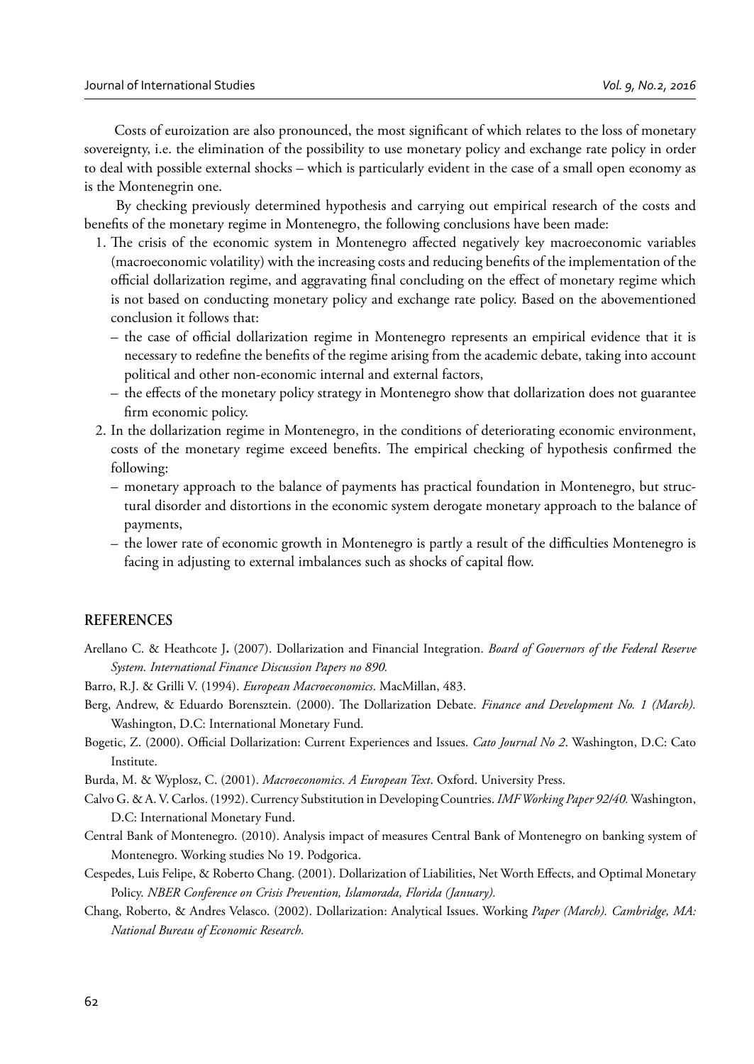Costs of euroization are also pronounced, the most significant of which relates to the loss of monetary sovereignty, i.e. the elimination of the possibility to use monetary policy and exchange rate policy in order to deal with possible external shocks – which is particularly evident in the case of a small open economy as is the Montenegrin one.

By checking previously determined hypothesis and carrying out empirical research of the costs and benefits of the monetary regime in Montenegro, the following conclusions have been made:

1. The crisis of the economic system in Montenegro affected negatively key macroeconomic variables (macroeconomic volatility) with the increasing costs and reducing benefits of the implementation of the official dollarization regime, and aggravating final concluding on the effect of monetary regime which is not based on conducting monetary policy and exchange rate policy. Based on the abovementioned conclusion it follows that:
   - the case of official dollarization regime in Montenegro represents an empirical evidence that it is necessary to redefine the benefits of the regime arising from the academic debate, taking into account political and other non-economic internal and external factors,
   - the effects of the monetary policy strategy in Montenegro show that dollarization does not guarantee firm economic policy.
2. In the dollarization regime in Montenegro, in the conditions of deteriorating economic environment, costs of the monetary regime exceed benefits. The empirical checking of hypothesis confirmed the following:
   - monetary approach to the balance of payments has practical foundation in Montenegro, but structural disorder and distortions in the economic system derogate monetary approach to the balance of payments,
   - the lower rate of economic growth in Montenegro is partly a result of the difficulties Montenegro is facing in adjusting to external imbalances such as shocks of capital flow.

## REFERENCES

Arellano C. & Heathcote J**.** (2007). Dollarization and Financial Integration. *Board of Governors of the Federal Reserve System. International Finance Discussion Papers no 890.*

Barro, R.J. & Grilli V. (1994). *European Macroeconomics*. MacMillan, 483.

Berg, Andrew, & Eduardo Borensztein. (2000). The Dollarization Debate. *Finance and Development No. 1 (March).* Washington, D.C: International Monetary Fund.

Bogetic, Z. (2000). Official Dollarization: Current Experiences and Issues. *Cato Journal No 2*. Washington, D.C: Cato Institute.

Burda, M. & Wyplosz, C. (2001). *Macroeconomics. A European Text*. Oxford. University Press.

Calvo G. & A. V. Carlos. (1992). Currency Substitution in Developing Countries. *IMF Working Paper 92/40.* Washington, D.C: International Monetary Fund.

Central Bank of Montenegro. (2010). Analysis impact of measures Central Bank of Montenegro on banking system of Montenegro. Working studies No 19. Podgorica.

Cespedes, Luis Felipe, & Roberto Chang. (2001). Dollarization of Liabilities, Net Worth Effects, and Optimal Monetary Policy. *NBER Conference on Crisis Prevention, Islamorada, Florida (January).*

Chang, Roberto, & Andres Velasco. (2002). Dollarization: Analytical Issues. Working *Paper (March). Cambridge, MA: National Bureau of Economic Research.*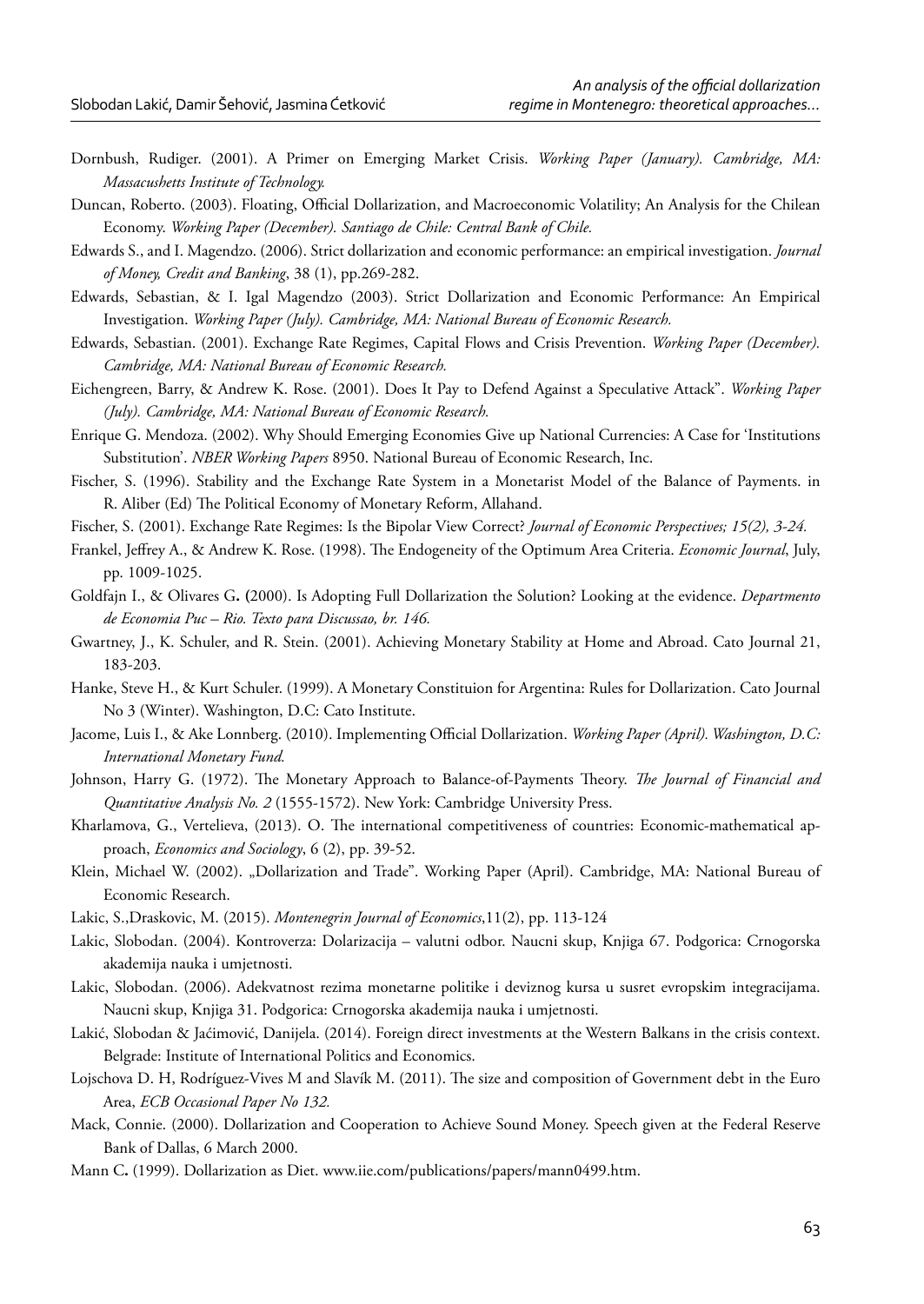Dornbush, Rudiger. (2001). A Primer on Emerging Market Crisis. *Working Paper (January). Cambridge, MA: Massacushetts Institute of Technology.*

Duncan, Roberto. (2003). Floating, Official Dollarization, and Macroeconomic Volatility; An Analysis for the Chilean Economy. *Working Paper (December). Santiago de Chile: Central Bank of Chile.*

Edwards S., and I. Magendzo. (2006). Strict dollarization and economic performance: an empirical investigation. *Journal of Money, Credit and Banking*, 38 (1), pp.269-282.

Edwards, Sebastian, & I. Igal Magendzo (2003). Strict Dollarization and Economic Performance: An Empirical Investigation. *Working Paper (July). Cambridge, MA: National Bureau of Economic Research.*

Edwards, Sebastian. (2001). Exchange Rate Regimes, Capital Flows and Crisis Prevention. *Working Paper (December). Cambridge, MA: National Bureau of Economic Research.*

Eichengreen, Barry, & Andrew K. Rose. (2001). Does It Pay to Defend Against a Speculative Attack". *Working Paper (July). Cambridge, MA: National Bureau of Economic Research.*

Enrique G. Mendoza. (2002). Why Should Emerging Economies Give up National Currencies: A Case for 'Institutions Substitution'. *NBER Working Papers* 8950. National Bureau of Economic Research, Inc.

Fischer, S. (1996). Stability and the Exchange Rate System in a Monetarist Model of the Balance of Payments. in R. Aliber (Ed) The Political Economy of Monetary Reform, Allahand.

Fischer, S. (2001). Exchange Rate Regimes: Is the Bipolar View Correct? *Journal of Economic Perspectives; 15(2), 3-24.*

Frankel, Jeffrey A., & Andrew K. Rose. (1998). The Endogeneity of the Optimum Area Criteria. *Economic Journal*, July, pp. 1009-1025.

Goldfajn I., & Olivares G**.** **(**2000). Is Adopting Full Dollarization the Solution? Looking at the evidence. *Departmento de Economia Puc – Rio. Texto para Discussao, br. 146.*

Gwartney, J., K. Schuler, and R. Stein. (2001). Achieving Monetary Stability at Home and Abroad. Cato Journal 21, 183-203.

Hanke, Steve H., & Kurt Schuler. (1999). A Monetary Constituion for Argentina: Rules for Dollarization. Cato Journal No 3 (Winter). Washington, D.C: Cato Institute.

Jacome, Luis I., & Ake Lonnberg. (2010). Implementing Official Dollarization. *Working Paper (April). Washington, D.C: International Monetary Fund.*

Johnson, Harry G. (1972). The Monetary Approach to Balance-of-Payments Theory. *The Journal of Financial and Quantitative Analysis No. 2* (1555-1572). New York: Cambridge University Press.

Kharlamova, G., Vertelieva, (2013). O. The international competitiveness of countries: Economic-mathematical approach, *Economics and Sociology*, 6 (2), pp. 39-52.

Klein, Michael W. (2002). „Dollarization and Trade". Working Paper (April). Cambridge, MA: National Bureau of Economic Research.

Lakic, S.,Draskovic, M. (2015). *Montenegrin Journal of Economics*,11(2), pp. 113-124

Lakic, Slobodan. (2004). Kontroverza: Dolarizacija – valutni odbor. Naucni skup, Knjiga 67. Podgorica: Crnogorska akademija nauka i umjetnosti.

Lakic, Slobodan. (2006). Adekvatnost rezima monetarne politike i deviznog kursa u susret evropskim integracijama. Naucni skup, Knjiga 31. Podgorica: Crnogorska akademija nauka i umjetnosti.

Lakić, Slobodan & Jaćimović, Danijela. (2014). Foreign direct investments at the Western Balkans in the crisis context. Belgrade: Institute of International Politics and Economics.

Lojschova D. H, Rodríguez-Vives M and Slavík M. (2011). The size and composition of Government debt in the Euro Area, *ECB Occasional Paper No 132.*

Mack, Connie. (2000). Dollarization and Cooperation to Achieve Sound Money. Speech given at the Federal Reserve Bank of Dallas, 6 March 2000.

Mann C**.** (1999). Dollarization as Diet. www.iie.com/publications/papers/mann0499.htm.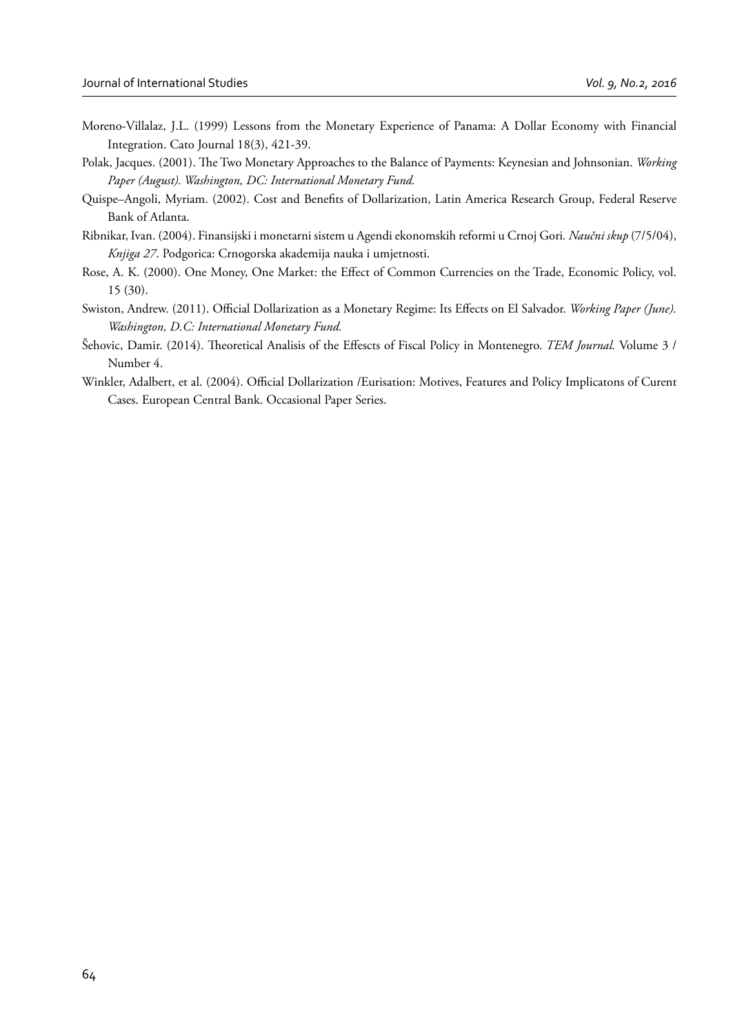Moreno-Villalaz, J.L. (1999) Lessons from the Monetary Experience of Panama: A Dollar Economy with Financial Integration. Cato Journal 18(3), 421-39.

Polak, Jacques. (2001). The Two Monetary Approaches to the Balance of Payments: Keynesian and Johnsonian. *Working Paper (August). Washington, DC: International Monetary Fund.*

Quispe–Angoli, Myriam. (2002). Cost and Benefits of Dollarization, Latin America Research Group, Federal Reserve Bank of Atlanta.

Ribnikar, Ivan. (2004). Finansijski i monetarni sistem u Agendi ekonomskih reformi u Crnoj Gori. *Naučni skup* (7/5/04), *Knjiga 27*. Podgorica: Crnogorska akademija nauka i umjetnosti.

Rose, A. K. (2000). One Money, One Market: the Effect of Common Currencies on the Trade, Economic Policy, vol. 15 (30).

Swiston, Andrew. (2011). Official Dollarization as a Monetary Regime: Its Effects on El Salvador. *Working Paper (June). Washington, D.C: International Monetary Fund.*

Šehovic, Damir. (2014). Theoretical Analisis of the Effescts of Fiscal Policy in Montenegro. *TEM Journal*. Volume 3 / Number 4.

Winkler, Adalbert, et al. (2004). Official Dollarization /Eurisation: Motives, Features and Policy Implicatons of Curent Cases. European Central Bank. Occasional Paper Series.